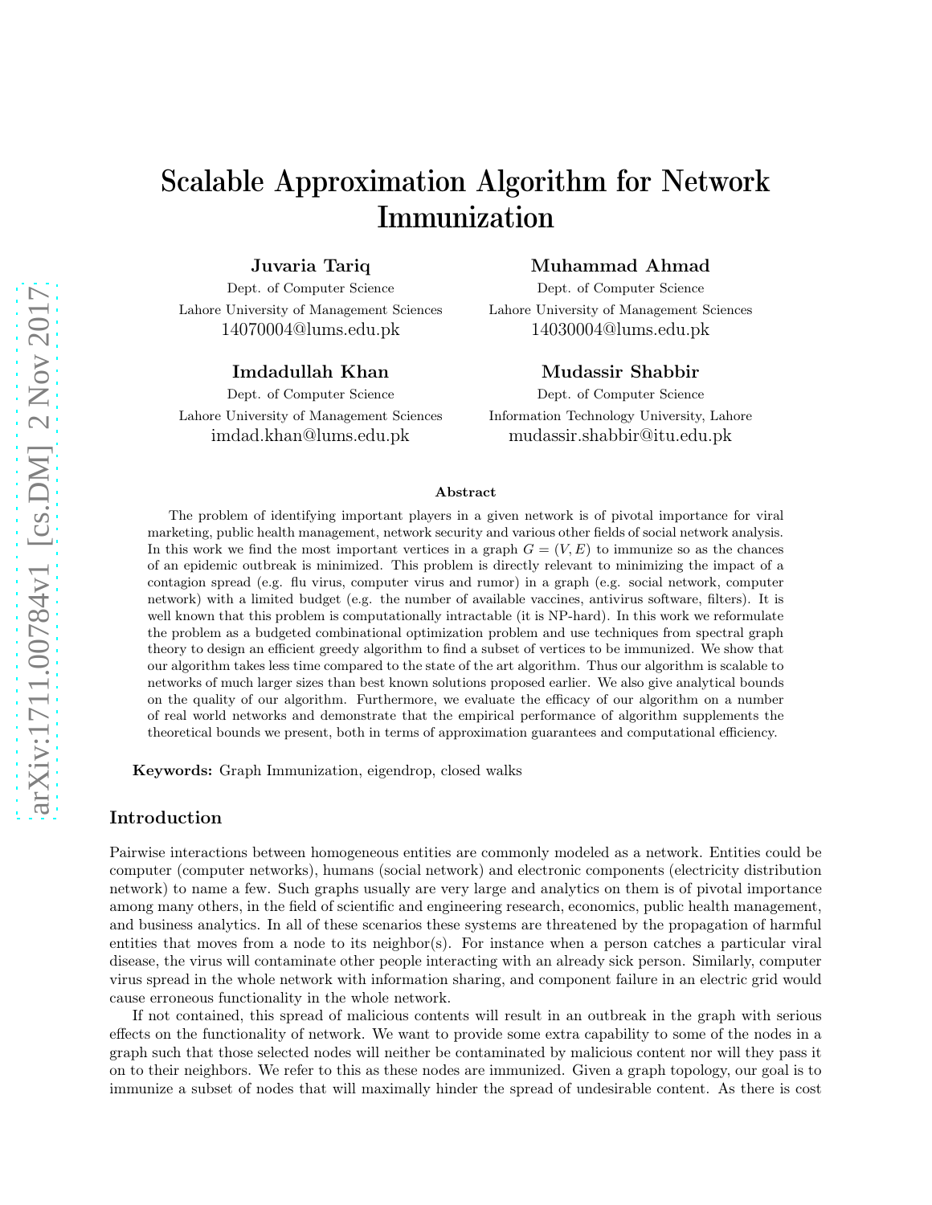# Scalable Approximation Algorithm for Network Immunization

**Juvaria Tariq**
Dept. of Computer Science
Lahore University of Management Sciences
14070004@lums.edu.pk

**Muhammad Ahmad**
Dept. of Computer Science
Lahore University of Management Sciences
14030004@lums.edu.pk

**Imdadullah Khan**
Dept. of Computer Science
Lahore University of Management Sciences
imdad.khan@lums.edu.pk

**Mudassir Shabbir**
Dept. of Computer Science
Information Technology University, Lahore
mudassir.shabbir@itu.edu.pk

### Abstract

The problem of identifying important players in a given network is of pivotal importance for viral marketing, public health management, network security and various other fields of social network analysis. In this work we find the most important vertices in a graph $G = (V, E)$ to immunize so as the chances of an epidemic outbreak is minimized. This problem is directly relevant to minimizing the impact of a contagion spread (e.g. flu virus, computer virus and rumor) in a graph (e.g. social network, computer network) with a limited budget (e.g. the number of available vaccines, antivirus software, filters). It is well known that this problem is computationally intractable (it is NP-hard). In this work we reformulate the problem as a budgeted combinational optimization problem and use techniques from spectral graph theory to design an efficient greedy algorithm to find a subset of vertices to be immunized. We show that our algorithm takes less time compared to the state of the art algorithm. Thus our algorithm is scalable to networks of much larger sizes than best known solutions proposed earlier. We also give analytical bounds on the quality of our algorithm. Furthermore, we evaluate the efficacy of our algorithm on a number of real world networks and demonstrate that the empirical performance of algorithm supplements the theoretical bounds we present, both in terms of approximation guarantees and computational efficiency.

**Keywords:** Graph Immunization, eigendrop, closed walks

## Introduction

Pairwise interactions between homogeneous entities are commonly modeled as a network. Entities could be computer (computer networks), humans (social network) and electronic components (electricity distribution network) to name a few. Such graphs usually are very large and analytics on them is of pivotal importance among many others, in the field of scientific and engineering research, economics, public health management, and business analytics. In all of these scenarios these systems are threatened by the propagation of harmful entities that moves from a node to its neighbor(s). For instance when a person catches a particular viral disease, the virus will contaminate other people interacting with an already sick person. Similarly, computer virus spread in the whole network with information sharing, and component failure in an electric grid would cause erroneous functionality in the whole network.

If not contained, this spread of malicious contents will result in an outbreak in the graph with serious effects on the functionality of network. We want to provide some extra capability to some of the nodes in a graph such that those selected nodes will neither be contaminated by malicious content nor will they pass it on to their neighbors. We refer to this as these nodes are immunized. Given a graph topology, our goal is to immunize a subset of nodes that will maximally hinder the spread of undesirable content. As there is cost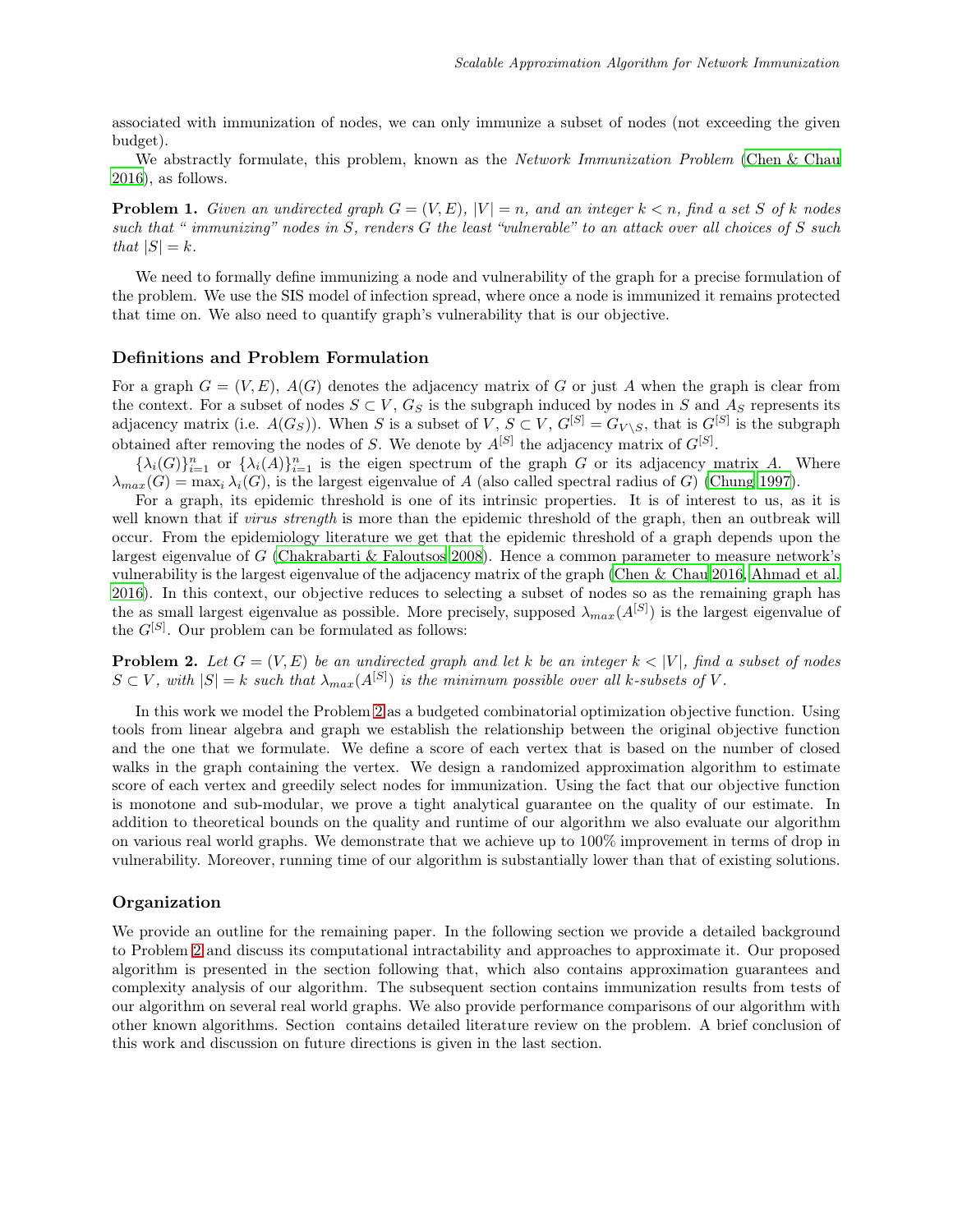associated with immunization of nodes, we can only immunize a subset of nodes (not exceeding the given budget).

We abstractly formulate, this problem, known as the *Network Immunization Problem* (Chen & Chau 2016), as follows.

**Problem 1.** *Given an undirected graph $G = (V, E)$, $|V| = n$, and an integer $k < n$, find a set $S$ of $k$ nodes such that " immunizing" nodes in $S$, renders $G$ the least "vulnerable" to an attack over all choices of $S$ such that $|S| = k$.*

We need to formally define immunizing a node and vulnerability of the graph for a precise formulation of the problem. We use the SIS model of infection spread, where once a node is immunized it remains protected that time on. We also need to quantify graph's vulnerability that is our objective.

### Definitions and Problem Formulation

For a graph $G = (V, E)$, $A(G)$ denotes the adjacency matrix of $G$ or just $A$ when the graph is clear from the context. For a subset of nodes $S \subset V$, $G_S$ is the subgraph induced by nodes in $S$ and $A_S$ represents its adjacency matrix (i.e. $A(G_S)$). When $S$ is a subset of $V$, $S \subset V$, $G^{[S]} = G_{V \setminus S}$, that is $G^{[S]}$ is the subgraph obtained after removing the nodes of $S$. We denote by $A^{[S]}$ the adjacency matrix of $G^{[S]}$.

$\{\lambda_i(G)\}_{i=1}^n$ or $\{\lambda_i(A)\}_{i=1}^n$ is the eigen spectrum of the graph $G$ or its adjacency matrix $A$. Where $\lambda_{max}(G) = \max_i \lambda_i(G)$, is the largest eigenvalue of $A$ (also called spectral radius of $G$) (Chung 1997).

For a graph, its epidemic threshold is one of its intrinsic properties. It is of interest to us, as it is well known that if *virus strength* is more than the epidemic threshold of the graph, then an outbreak will occur. From the epidemiology literature we get that the epidemic threshold of a graph depends upon the largest eigenvalue of $G$ (Chakrabarti & Faloutsos 2008). Hence a common parameter to measure network's vulnerability is the largest eigenvalue of the adjacency matrix of the graph (Chen & Chau 2016, Ahmad et al. 2016). In this context, our objective reduces to selecting a subset of nodes so as the remaining graph has the as small largest eigenvalue as possible. More precisely, supposed $\lambda_{max}(A^{[S]})$ is the largest eigenvalue of the $G^{[S]}$. Our problem can be formulated as follows:

**Problem 2.** *Let $G = (V, E)$ be an undirected graph and let $k$ be an integer $k < |V|$, find a subset of nodes $S \subset V$, with $|S| = k$ such that $\lambda_{max}(A^{[S]})$ is the minimum possible over all $k$-subsets of $V$.*

In this work we model the Problem 2 as a budgeted combinatorial optimization objective function. Using tools from linear algebra and graph we establish the relationship between the original objective function and the one that we formulate. We define a score of each vertex that is based on the number of closed walks in the graph containing the vertex. We design a randomized approximation algorithm to estimate score of each vertex and greedily select nodes for immunization. Using the fact that our objective function is monotone and sub-modular, we prove a tight analytical guarantee on the quality of our estimate. In addition to theoretical bounds on the quality and runtime of our algorithm we also evaluate our algorithm on various real world graphs. We demonstrate that we achieve up to 100% improvement in terms of drop in vulnerability. Moreover, running time of our algorithm is substantially lower than that of existing solutions.

### Organization

We provide an outline for the remaining paper. In the following section we provide a detailed background to Problem 2 and discuss its computational intractability and approaches to approximate it. Our proposed algorithm is presented in the section following that, which also contains approximation guarantees and complexity analysis of our algorithm. The subsequent section contains immunization results from tests of our algorithm on several real world graphs. We also provide performance comparisons of our algorithm with other known algorithms. Section contains detailed literature review on the problem. A brief conclusion of this work and discussion on future directions is given in the last section.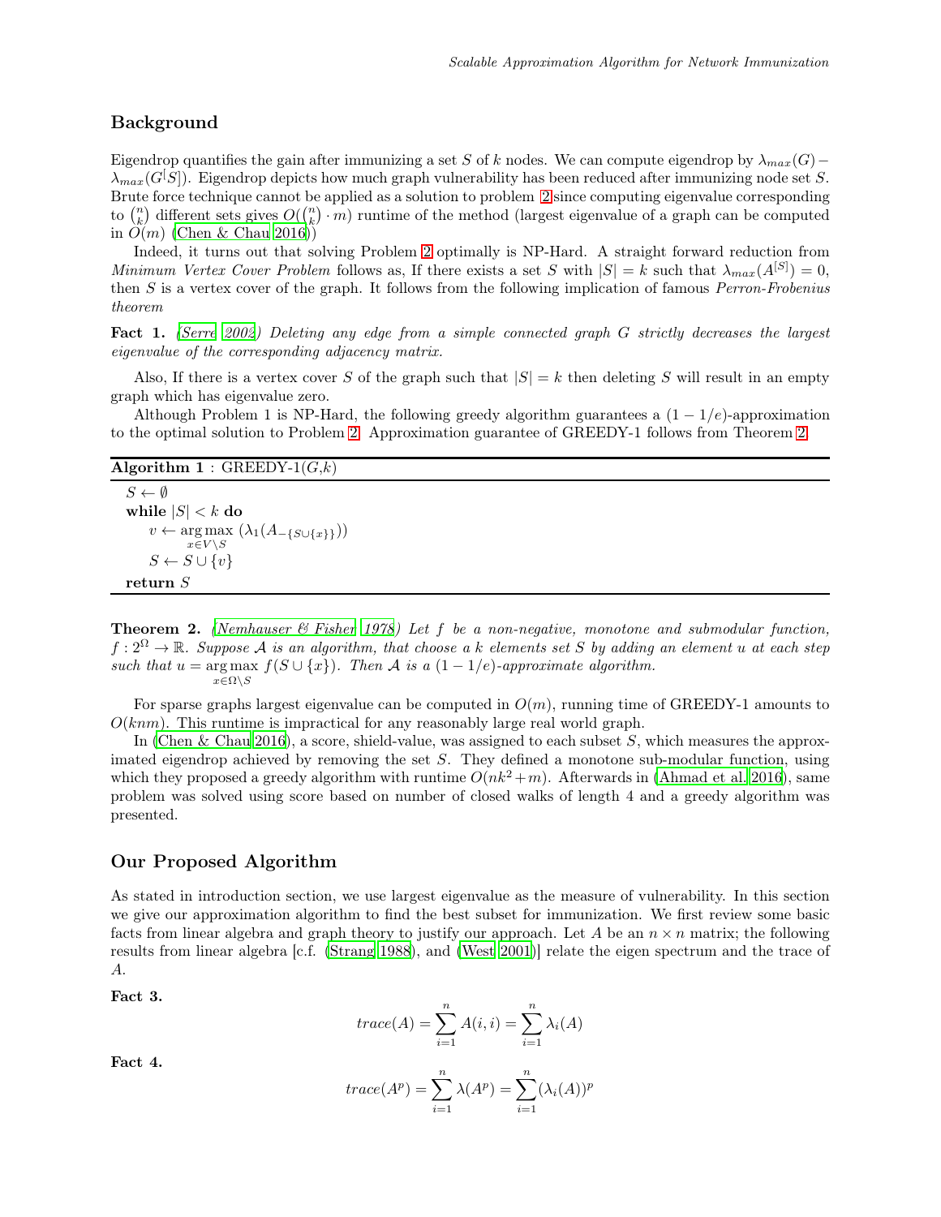## Background

Eigendrop quantifies the gain after immunizing a set $S$ of $k$ nodes. We can compute eigendrop by $\lambda_{max}(G) - \lambda_{max}(G^{[}S])$. Eigendrop depicts how much graph vulnerability has been reduced after immunizing node set $S$. Brute force technique cannot be applied as a solution to problem 2 since computing eigenvalue corresponding to $\binom{n}{k}$ different sets gives $O(\binom{n}{k} \cdot m)$ runtime of the method (largest eigenvalue of a graph can be computed in $O(m)$ (Chen & Chau 2016))

Indeed, it turns out that solving Problem 2 optimally is NP-Hard. A straight forward reduction from *Minimum Vertex Cover Problem* follows as, If there exists a set $S$ with $|S| = k$ such that $\lambda_{max}(A^{[S]}) = 0$, then $S$ is a vertex cover of the graph. It follows from the following implication of famous *Perron-Frobenius theorem*

**Fact 1.** *(Serre 2002) Deleting any edge from a simple connected graph $G$ strictly decreases the largest eigenvalue of the corresponding adjacency matrix.*

Also, If there is a vertex cover $S$ of the graph such that $|S| = k$ then deleting $S$ will result in an empty graph which has eigenvalue zero.

Although Problem 1 is NP-Hard, the following greedy algorithm guarantees a $(1 - 1/e)$-approximation to the optimal solution to Problem 2. Approximation guarantee of GREEDY-1 follows from Theorem 2.

**Algorithm 1** : GREEDY-1($G$,$k$)

$S \leftarrow \emptyset$
**while** $|S| < k$ **do**
  $v \leftarrow \underset{x \in V \setminus S}{\arg\max} \, (\lambda_1(A_{-\{S \cup \{x\}\}}))$
  $S \leftarrow S \cup \{v\}$
**return** $S$

**Theorem 2.** *(Nemhauser & Fisher 1978) Let $f$ be a non-negative, monotone and submodular function, $f : 2^{\Omega} \to \mathbb{R}$. Suppose $\mathcal{A}$ is an algorithm, that choose a $k$ elements set $S$ by adding an element $u$ at each step such that $u = \underset{x \in \Omega \setminus S}{\arg\max} \, f(S \cup \{x\})$. Then $\mathcal{A}$ is a $(1 - 1/e)$-approximate algorithm.*

For sparse graphs largest eigenvalue can be computed in $O(m)$, running time of GREEDY-1 amounts to $O(knm)$. This runtime is impractical for any reasonably large real world graph.

In (Chen & Chau 2016), a score, shield-value, was assigned to each subset $S$, which measures the approximated eigendrop achieved by removing the set $S$. They defined a monotone sub-modular function, using which they proposed a greedy algorithm with runtime $O(nk^2 + m)$. Afterwards in (Ahmad et al. 2016), same problem was solved using score based on number of closed walks of length 4 and a greedy algorithm was presented.

## Our Proposed Algorithm

As stated in introduction section, we use largest eigenvalue as the measure of vulnerability. In this section we give our approximation algorithm to find the best subset for immunization. We first review some basic facts from linear algebra and graph theory to justify our approach. Let $A$ be an $n \times n$ matrix; the following results from linear algebra [c.f. (Strang 1988), and (West 2001)] relate the eigen spectrum and the trace of $A$.

**Fact 3.**

$$trace(A) = \sum_{i=1}^{n} A(i,i) = \sum_{i=1}^{n} \lambda_i(A)$$

**Fact 4.**

$$trace(A^p) = \sum_{i=1}^{n} \lambda(A^p) = \sum_{i=1}^{n} (\lambda_i(A))^p$$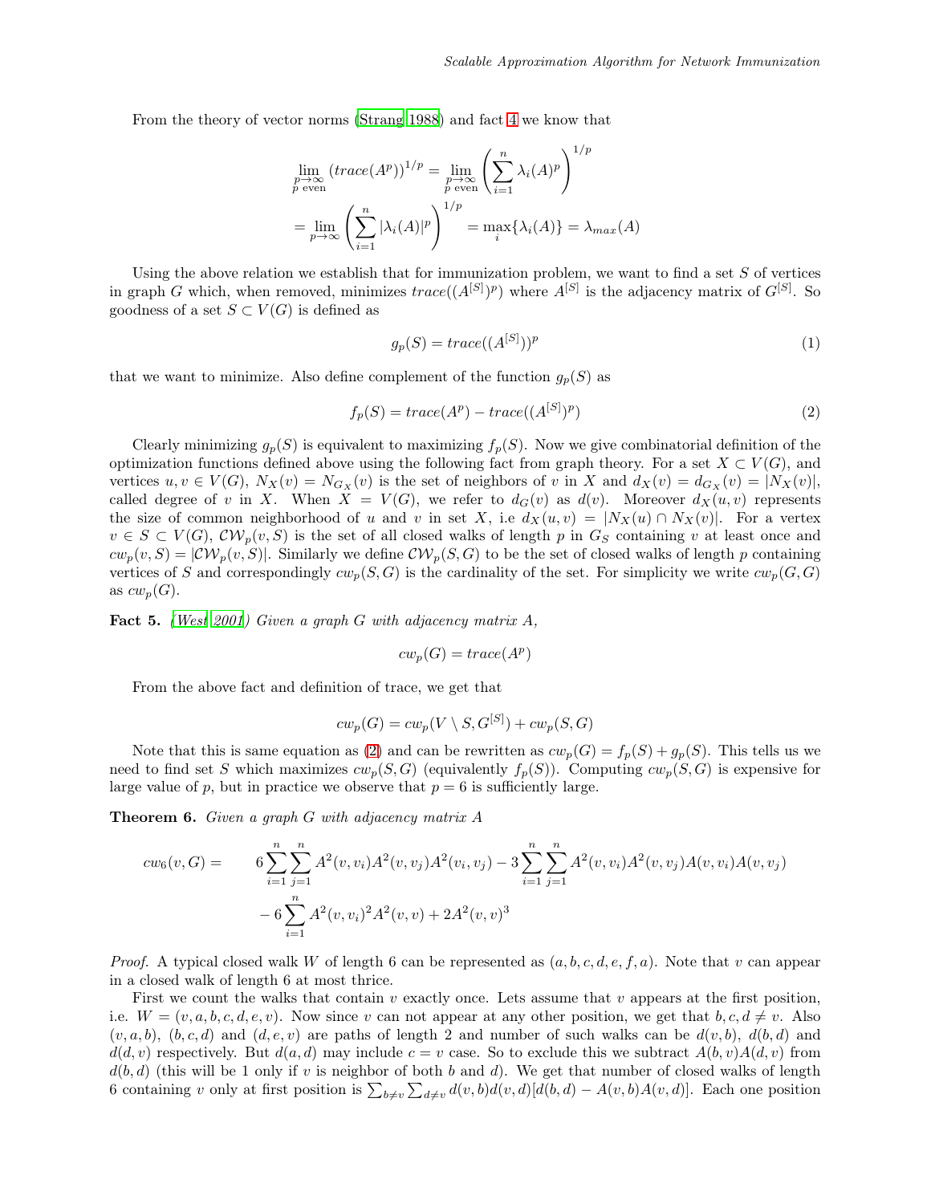From the theory of vector norms (Strang 1988) and fact 4 we know that

$$
\begin{aligned}
\lim_{\substack{p\to\infty \\ p \text{ even}}} (trace(A^p))^{1/p} &= \lim_{\substack{p\to\infty \\ p \text{ even}}} \left( \sum_{i=1}^{n} \lambda_i(A)^p \right)^{1/p} \\
&= \lim_{p\to\infty} \left( \sum_{i=1}^{n} |\lambda_i(A)|^p \right)^{1/p} = \max_i \{\lambda_i(A)\} = \lambda_{max}(A)
\end{aligned}
$$

Using the above relation we establish that for immunization problem, we want to find a set $S$ of vertices in graph $G$ which, when removed, minimizes $trace((A^{[S]})^p)$ where $A^{[S]}$ is the adjacency matrix of $G^{[S]}$. So goodness of a set $S \subset V(G)$ is defined as

$$
g_p(S) = trace((A^{[S]}))^p \tag{1}
$$

that we want to minimize. Also define complement of the function $g_p(S)$ as

$$
f_p(S) = trace(A^p) - trace((A^{[S]})^p) \tag{2}
$$

Clearly minimizing $g_p(S)$ is equivalent to maximizing $f_p(S)$. Now we give combinatorial definition of the optimization functions defined above using the following fact from graph theory. For a set $X \subset V(G)$, and vertices $u, v \in V(G)$, $N_X(v) = N_{G_X}(v)$ is the set of neighbors of $v$ in $X$ and $d_X(v) = d_{G_X}(v) = |N_X(v)|$, called degree of $v$ in $X$. When $X = V(G)$, we refer to $d_G(v)$ as $d(v)$. Moreover $d_X(u,v)$ represents the size of common neighborhood of $u$ and $v$ in set $X$, i.e $d_X(u,v) = |N_X(u) \cap N_X(v)|$. For a vertex $v \in S \subset V(G)$, $\mathcal{CW}_p(v,S)$ is the set of all closed walks of length $p$ in $G_S$ containing $v$ at least once and $cw_p(v,S) = |\mathcal{CW}_p(v,S)|$. Similarly we define $\mathcal{CW}_p(S,G)$ to be the set of closed walks of length $p$ containing vertices of $S$ and correspondingly $cw_p(S,G)$ is the cardinality of the set. For simplicity we write $cw_p(G,G)$ as $cw_p(G)$.

**Fact 5.** *(West 2001) Given a graph $G$ with adjacency matrix $A$,*

$$
cw_p(G) = trace(A^p)
$$

From the above fact and definition of trace, we get that

$$
cw_p(G) = cw_p(V \setminus S, G^{[S]}) + cw_p(S, G)
$$

Note that this is same equation as (2) and can be rewritten as $cw_p(G) = f_p(S) + g_p(S)$. This tells us we need to find set $S$ which maximizes $cw_p(S,G)$ (equivalently $f_p(S)$). Computing $cw_p(S,G)$ is expensive for large value of $p$, but in practice we observe that $p = 6$ is sufficiently large.

**Theorem 6.** *Given a graph $G$ with adjacency matrix $A$*

$$
\begin{aligned}
cw_6(v,G) = \quad & 6\sum_{i=1}^{n}\sum_{j=1}^{n} A^2(v,v_i)A^2(v,v_j)A^2(v_i,v_j) - 3\sum_{i=1}^{n}\sum_{j=1}^{n} A^2(v,v_i)A^2(v,v_j)A(v,v_i)A(v,v_j) \\
& - 6\sum_{i=1}^{n} A^2(v,v_i)^2 A^2(v,v) + 2A^2(v,v)^3
\end{aligned}
$$

*Proof.* A typical closed walk $W$ of length 6 can be represented as $(a,b,c,d,e,f,a)$. Note that $v$ can appear in a closed walk of length 6 at most thrice.

First we count the walks that contain $v$ exactly once. Lets assume that $v$ appears at the first position, i.e. $W = (v,a,b,c,d,e,v)$. Now since $v$ can not appear at any other position, we get that $b,c,d \neq v$. Also $(v,a,b)$, $(b,c,d)$ and $(d,e,v)$ are paths of length 2 and number of such walks can be $d(v,b)$, $d(b,d)$ and $d(d,v)$ respectively. But $d(a,d)$ may include $c = v$ case. So to exclude this we subtract $A(b,v)A(d,v)$ from $d(b,d)$ (this will be 1 only if $v$ is neighbor of both $b$ and $d$). We get that number of closed walks of length 6 containing $v$ only at first position is $\sum_{b\neq v}\sum_{d\neq v} d(v,b)d(v,d)[d(b,d) - A(v,b)A(v,d)]$. Each one position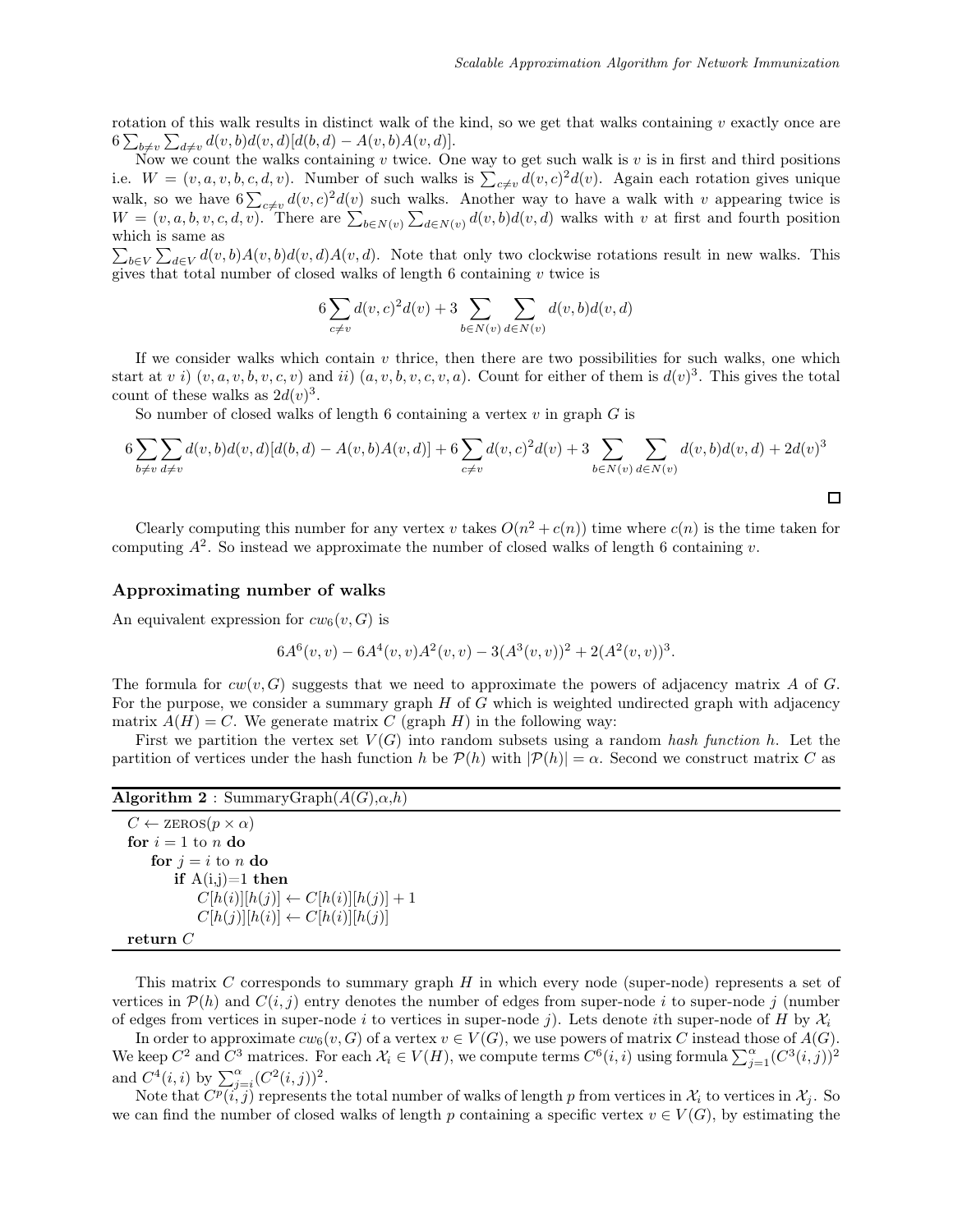rotation of this walk results in distinct walk of the kind, so we get that walks containing $v$ exactly once are $6\sum_{b\neq v}\sum_{d\neq v} d(v,b)d(v,d)[d(b,d) - A(v,b)A(v,d)]$.

Now we count the walks containing $v$ twice. One way to get such walk is $v$ is in first and third positions i.e. $W = (v, a, v, b, c, d, v)$. Number of such walks is $\sum_{c\neq v} d(v,c)^2 d(v)$. Again each rotation gives unique walk, so we have $6\sum_{c\neq v} d(v,c)^2 d(v)$ such walks. Another way to have a walk with $v$ appearing twice is $W = (v, a, b, v, c, d, v)$. There are $\sum_{b\in N(v)}\sum_{d\in N(v)} d(v,b)d(v,d)$ walks with $v$ at first and fourth position which is same as
$\sum_{b\in V}\sum_{d\in V} d(v,b)A(v,b)d(v,d)A(v,d)$. Note that only two clockwise rotations result in new walks. This gives that total number of closed walks of length 6 containing $v$ twice is

$$6\sum_{c\neq v} d(v,c)^2 d(v) + 3\sum_{b\in N(v)}\sum_{d\in N(v)} d(v,b)d(v,d)$$

If we consider walks which contain $v$ thrice, then there are two possibilities for such walks, one which start at $v$ $i)$ $(v, a, v, b, v, c, v)$ and $ii)$ $(a, v, b, v, c, v, a)$. Count for either of them is $d(v)^3$. This gives the total count of these walks as $2d(v)^3$.

So number of closed walks of length 6 containing a vertex $v$ in graph $G$ is

$$6\sum_{b\neq v}\sum_{d\neq v} d(v,b)d(v,d)[d(b,d) - A(v,b)A(v,d)] + 6\sum_{c\neq v} d(v,c)^2 d(v) + 3\sum_{b\in N(v)}\sum_{d\in N(v)} d(v,b)d(v,d) + 2d(v)^3$$

□

Clearly computing this number for any vertex $v$ takes $O(n^2 + c(n))$ time where $c(n)$ is the time taken for computing $A^2$. So instead we approximate the number of closed walks of length 6 containing $v$.

### Approximating number of walks

An equivalent expression for $cw_6(v, G)$ is

$$6A^6(v,v) - 6A^4(v,v)A^2(v,v) - 3(A^3(v,v))^2 + 2(A^2(v,v))^3.$$

The formula for $cw(v, G)$ suggests that we need to approximate the powers of adjacency matrix $A$ of $G$. For the purpose, we consider a summary graph $H$ of $G$ which is weighted undirected graph with adjacency matrix $A(H) = C$. We generate matrix $C$ (graph $H$) in the following way:

First we partition the vertex set $V(G)$ into random subsets using a random *hash function* $h$. Let the partition of vertices under the hash function $h$ be $\mathcal{P}(h)$ with $|\mathcal{P}(h)| = \alpha$. Second we construct matrix $C$ as

**Algorithm 2** : SummaryGraph($A(G)$,$\alpha$,$h$)

```
C ← ZEROS(p × α)
for i = 1 to n do
    for j = i to n do
        if A(i,j)=1 then
            C[h(i)][h(j)] ← C[h(i)][h(j)] + 1
            C[h(j)][h(i)] ← C[h(i)][h(j)]
return C
```

This matrix $C$ corresponds to summary graph $H$ in which every node (super-node) represents a set of vertices in $\mathcal{P}(h)$ and $C(i, j)$ entry denotes the number of edges from super-node $i$ to super-node $j$ (number of edges from vertices in super-node $i$ to vertices in super-node $j$). Lets denote $i$th super-node of $H$ by $\mathcal{X}_i$

In order to approximate $cw_6(v, G)$ of a vertex $v \in V(G)$, we use powers of matrix $C$ instead those of $A(G)$. We keep $C^2$ and $C^3$ matrices. For each $\mathcal{X}_i \in V(H)$, we compute terms $C^6(i,i)$ using formula $\sum_{j=1}^{\alpha}(C^3(i,j))^2$ and $C^4(i,i)$ by $\sum_{j=i}^{\alpha}(C^2(i,j))^2$.

Note that $C^p(i, j)$ represents the total number of walks of length $p$ from vertices in $\mathcal{X}_i$ to vertices in $\mathcal{X}_j$. So we can find the number of closed walks of length $p$ containing a specific vertex $v \in V(G)$, by estimating the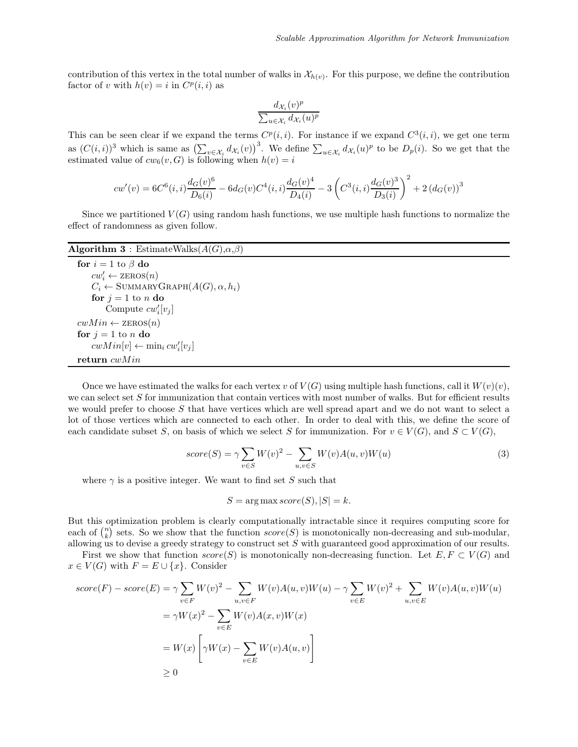contribution of this vertex in the total number of walks in $\mathcal{X}_{h(v)}$. For this purpose, we define the contribution factor of $v$ with $h(v) = i$ in $C^p(i,i)$ as

$$\frac{d_{\mathcal{X}_i}(v)^p}{\sum_{u \in \mathcal{X}_i} d_{\mathcal{X}_i}(u)^p}$$

This can be seen clear if we expand the terms $C^p(i,i)$. For instance if we expand $C^3(i,i)$, we get one term as $(C(i,i))^3$ which is same as $\left(\sum_{v \in \mathcal{X}_i} d_{\mathcal{X}_i}(v)\right)^3$. We define $\sum_{u \in \mathcal{X}_i} d_{\mathcal{X}_i}(u)^p$ to be $D_p(i)$. So we get that the estimated value of $cw_6(v, G)$ is following when $h(v) = i$

$$cw'(v) = 6C^6(i,i)\frac{d_G(v)^6}{D_6(i)} - 6d_G(v)C^4(i,i)\frac{d_G(v)^4}{D_4(i)} - 3\left(C^3(i,i)\frac{d_G(v)^3}{D_3(i)}\right)^2 + 2\left(d_G(v)\right)^3$$

Since we partitioned $V(G)$ using random hash functions, we use multiple hash functions to normalize the effect of randomness as given follow.

**Algorithm 3** : EstimateWalks($A(G)$,$\alpha$,$\beta$)

```
for i = 1 to β do
    cw'_i ← ZEROS(n)
    C_i ← SUMMARYGRAPH(A(G), α, h_i)
    for j = 1 to n do
        Compute cw'_i[v_j]
cwMin ← ZEROS(n)
for j = 1 to n do
    cwMin[v] ← min_i cw'_i[v_j]
return cwMin
```

Once we have estimated the walks for each vertex $v$ of $V(G)$ using multiple hash functions, call it $W(v)(v)$, we can select set $S$ for immunization that contain vertices with most number of walks. But for efficient results we would prefer to choose $S$ that have vertices which are well spread apart and we do not want to select a lot of those vertices which are connected to each other. In order to deal with this, we define the score of each candidate subset $S$, on basis of which we select $S$ for immunization. For $v \in V(G)$, and $S \subset V(G)$,

$$score(S) = \gamma \sum_{v \in S} W(v)^2 - \sum_{u,v \in S} W(v)A(u,v)W(u) \tag{3}$$

where $\gamma$ is a positive integer. We want to find set $S$ such that

$$S = \arg\max score(S), |S| = k.$$

But this optimization problem is clearly computationally intractable since it requires computing score for each of $\binom{n}{k}$ sets. So we show that the function $score(S)$ is monotonically non-decreasing and sub-modular, allowing us to devise a greedy strategy to construct set $S$ with guaranteed good approximation of our results.

First we show that function $score(S)$ is monotonically non-decreasing function. Let $E, F \subset V(G)$ and $x \in V(G)$ with $F = E \cup \{x\}$. Consider

$$\begin{aligned}
score(F) - score(E) &= \gamma \sum_{v \in F} W(v)^2 - \sum_{u,v \in F} W(v)A(u,v)W(u) - \gamma \sum_{v \in E} W(v)^2 + \sum_{u,v \in E} W(v)A(u,v)W(u) \\
&= \gamma W(x)^2 - \sum_{v \in E} W(v)A(x,v)W(x) \\
&= W(x)\left[\gamma W(x) - \sum_{v \in E} W(v)A(u,v)\right] \\
&\geq 0
\end{aligned}$$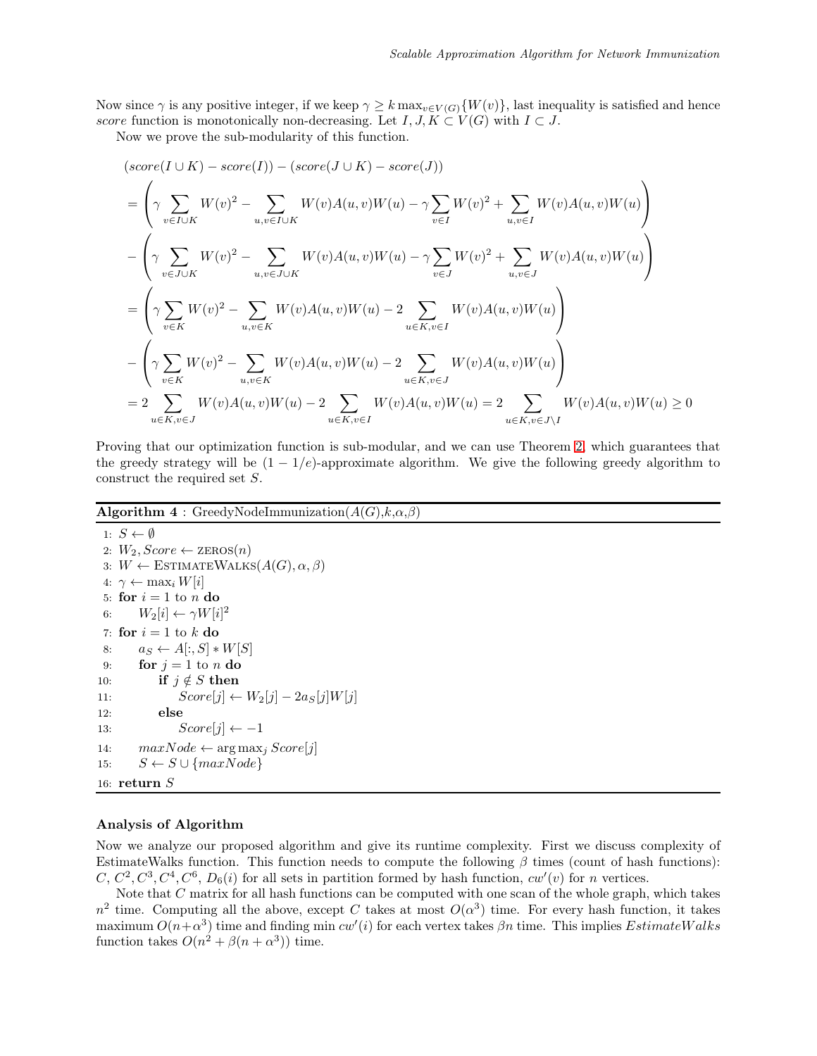Now since $\gamma$ is any positive integer, if we keep $\gamma \geq k \max_{v \in V(G)}\{W(v)\}$, last inequality is satisfied and hence *score* function is monotonically non-decreasing. Let $I, J, K \subset V(G)$ with $I \subset J$.

Now we prove the sub-modularity of this function.

$$
\begin{aligned}
&(score(I \cup K) - score(I)) - (score(J \cup K) - score(J)) \\
&= \left( \gamma \sum_{v \in I \cup K} W(v)^2 - \sum_{u,v \in I \cup K} W(v)A(u,v)W(u) - \gamma \sum_{v \in I} W(v)^2 + \sum_{u,v \in I} W(v)A(u,v)W(u) \right) \\
&- \left( \gamma \sum_{v \in J \cup K} W(v)^2 - \sum_{u,v \in J \cup K} W(v)A(u,v)W(u) - \gamma \sum_{v \in J} W(v)^2 + \sum_{u,v \in J} W(v)A(u,v)W(u) \right) \\
&= \left( \gamma \sum_{v \in K} W(v)^2 - \sum_{u,v \in K} W(v)A(u,v)W(u) - 2 \sum_{u \in K, v \in I} W(v)A(u,v)W(u) \right) \\
&- \left( \gamma \sum_{v \in K} W(v)^2 - \sum_{u,v \in K} W(v)A(u,v)W(u) - 2 \sum_{u \in K, v \in J} W(v)A(u,v)W(u) \right) \\
&= 2 \sum_{u \in K, v \in J} W(v)A(u,v)W(u) - 2 \sum_{u \in K, v \in I} W(v)A(u,v)W(u) = 2 \sum_{u \in K, v \in J \setminus I} W(v)A(u,v)W(u) \geq 0
\end{aligned}
$$

Proving that our optimization function is sub-modular, and we can use Theorem 2, which guarantees that the greedy strategy will be $(1 - 1/e)$-approximate algorithm. We give the following greedy algorithm to construct the required set $S$.

**Algorithm 4** : GreedyNodeImmunization($A(G)$,$k$,$\alpha$,$\beta$)

```
1: S ← ∅
2: W_2, Score ← ZEROS(n)
3: W ← ESTIMATEWALKS(A(G), α, β)
4: γ ← max_i W[i]
5: for i = 1 to n do
6:     W_2[i] ← γW[i]^2
7: for i = 1 to k do
8:     a_S ← A[:, S] * W[S]
9:     for j = 1 to n do
10:        if j ∉ S then
11:            Score[j] ← W_2[j] − 2a_S[j]W[j]
12:        else
13:            Score[j] ← −1
14:    maxNode ← arg max_j Score[j]
15:    S ← S ∪ {maxNode}
16: return S
```

**Analysis of Algorithm**

Now we analyze our proposed algorithm and give its runtime complexity. First we discuss complexity of EstimateWalks function. This function needs to compute the following $\beta$ times (count of hash functions): $C$, $C^2, C^3, C^4, C^6$, $D_6(i)$ for all sets in partition formed by hash function, $cw'(v)$ for $n$ vertices.

Note that $C$ matrix for all hash functions can be computed with one scan of the whole graph, which takes $n^2$ time. Computing all the above, except $C$ takes at most $O(\alpha^3)$ time. For every hash function, it takes maximum $O(n+\alpha^3)$ time and finding min $cw'(i)$ for each vertex takes $\beta n$ time. This implies $EstimateWalks$ function takes $O(n^2 + \beta(n + \alpha^3))$ time.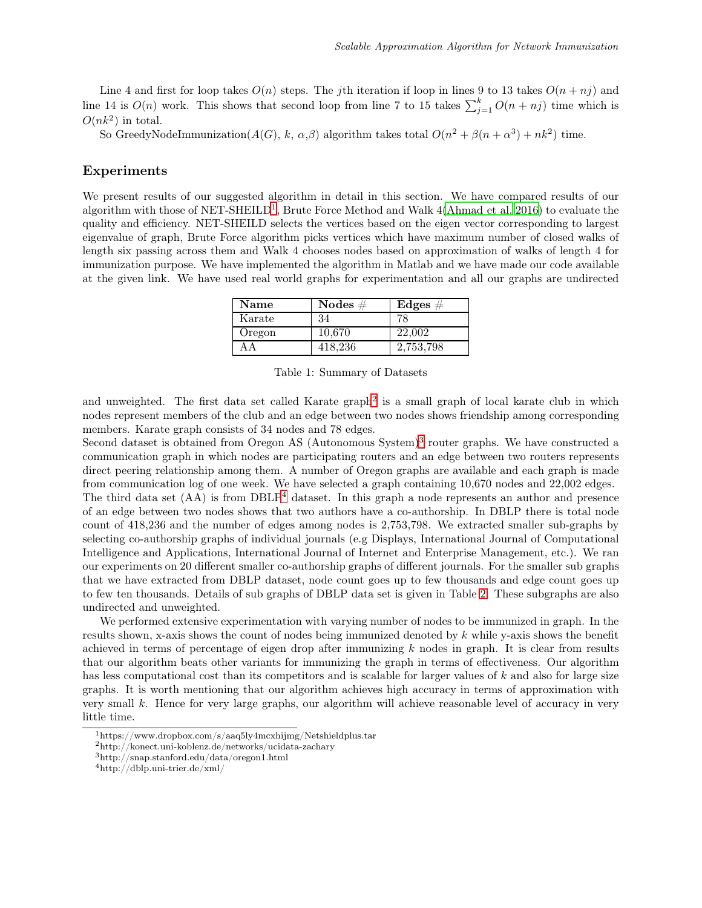Line 4 and first for loop takes $O(n)$ steps. The $j$th iteration if loop in lines 9 to 13 takes $O(n + nj)$ and line 14 is $O(n)$ work. This shows that second loop from line 7 to 15 takes $\sum_{j=1}^{k} O(n + nj)$ time which is $O(nk^2)$ in total.

So GreedyNodeImmunization($A(G)$, $k$, $\alpha$,$\beta$) algorithm takes total $O(n^2 + \beta(n + \alpha^3) + nk^2)$ time.

## Experiments

We present results of our suggested algorithm in detail in this section. We have compared results of our algorithm with those of NET-SHEILD[1], Brute Force Method and Walk 4(Ahmad et al. 2016) to evaluate the quality and efficiency. NET-SHEILD selects the vertices based on the eigen vector corresponding to largest eigenvalue of graph, Brute Force algorithm picks vertices which have maximum number of closed walks of length six passing across them and Walk 4 chooses nodes based on approximation of walks of length 4 for immunization purpose. We have implemented the algorithm in Matlab and we have made our code available at the given link. We have used real world graphs for experimentation and all our graphs are undirected

| Name | Nodes # | Edges # |
|---|---|---|
| Karate | 34 | 78 |
| Oregon | 10,670 | 22,002 |
| AA | 418,236 | 2,753,798 |

Table 1: Summary of Datasets

and unweighted. The first data set called Karate graph[2] is a small graph of local karate club in which nodes represent members of the club and an edge between two nodes shows friendship among corresponding members. Karate graph consists of 34 nodes and 78 edges.

Second dataset is obtained from Oregon AS (Autonomous System)[3] router graphs. We have constructed a communication graph in which nodes are participating routers and an edge between two routers represents direct peering relationship among them. A number of Oregon graphs are available and each graph is made from communication log of one week. We have selected a graph containing 10,670 nodes and 22,002 edges.

The third data set (AA) is from DBLP[4] dataset. In this graph a node represents an author and presence of an edge between two nodes shows that two authors have a co-authorship. In DBLP there is total node count of 418,236 and the number of edges among nodes is 2,753,798. We extracted smaller sub-graphs by selecting co-authorship graphs of individual journals (e.g Displays, International Journal of Computational Intelligence and Applications, International Journal of Internet and Enterprise Management, etc.). We ran our experiments on 20 different smaller co-authorship graphs of different journals. For the smaller sub graphs that we have extracted from DBLP dataset, node count goes up to few thousands and edge count goes up to few ten thousands. Details of sub graphs of DBLP data set is given in Table 2. These subgraphs are also undirected and unweighted.

We performed extensive experimentation with varying number of nodes to be immunized in graph. In the results shown, x-axis shows the count of nodes being immunized denoted by $k$ while y-axis shows the benefit achieved in terms of percentage of eigen drop after immunizing $k$ nodes in graph. It is clear from results that our algorithm beats other variants for immunizing the graph in terms of effectiveness. Our algorithm has less computational cost than its competitors and is scalable for larger values of $k$ and also for large size graphs. It is worth mentioning that our algorithm achieves high accuracy in terms of approximation with very small $k$. Hence for very large graphs, our algorithm will achieve reasonable level of accuracy in very little time.

[1] https://www.dropbox.com/s/aaq5ly4mcxhijmg/Netshieldplus.tar

[2] http://konect.uni-koblenz.de/networks/ucidata-zachary

[3] http://snap.stanford.edu/data/oregon1.html

[4] http://dblp.uni-trier.de/xml/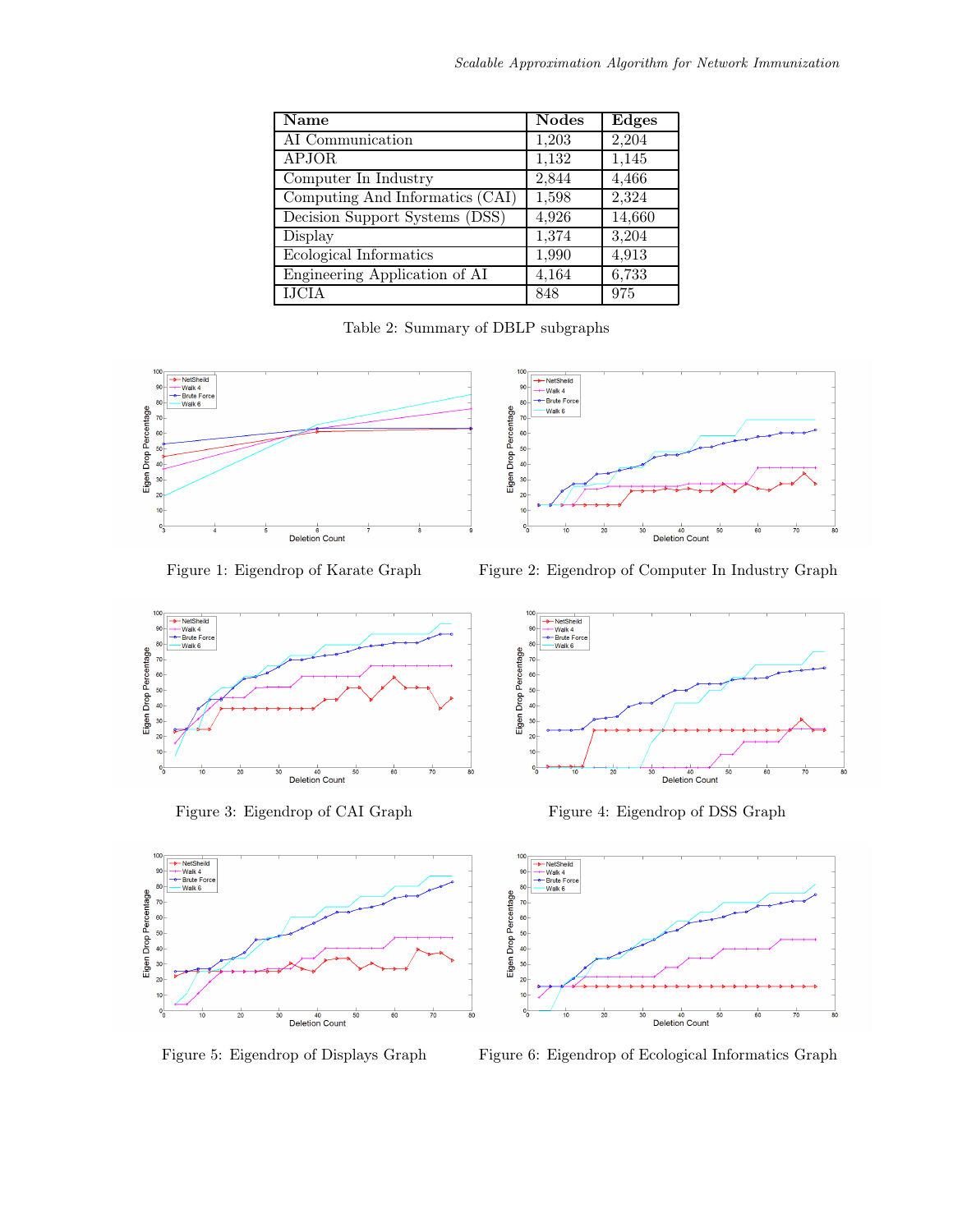| Name | Nodes | Edges |
| --- | --- | --- |
| AI Communication | 1,203 | 2,204 |
| APJOR | 1,132 | 1,145 |
| Computer In Industry | 2,844 | 4,466 |
| Computing And Informatics (CAI) | 1,598 | 2,324 |
| Decision Support Systems (DSS) | 4,926 | 14,660 |
| Display | 1,374 | 3,204 |
| Ecological Informatics | 1,990 | 4,913 |
| Engineering Application of AI | 4,164 | 6,733 |
| IJCIA | 848 | 975 |

Table 2: Summary of DBLP subgraphs

Figure 1: Eigendrop of Karate Graph

Figure 2: Eigendrop of Computer In Industry Graph

Figure 3: Eigendrop of CAI Graph

Figure 4: Eigendrop of DSS Graph

Figure 5: Eigendrop of Displays Graph

Figure 6: Eigendrop of Ecological Informatics Graph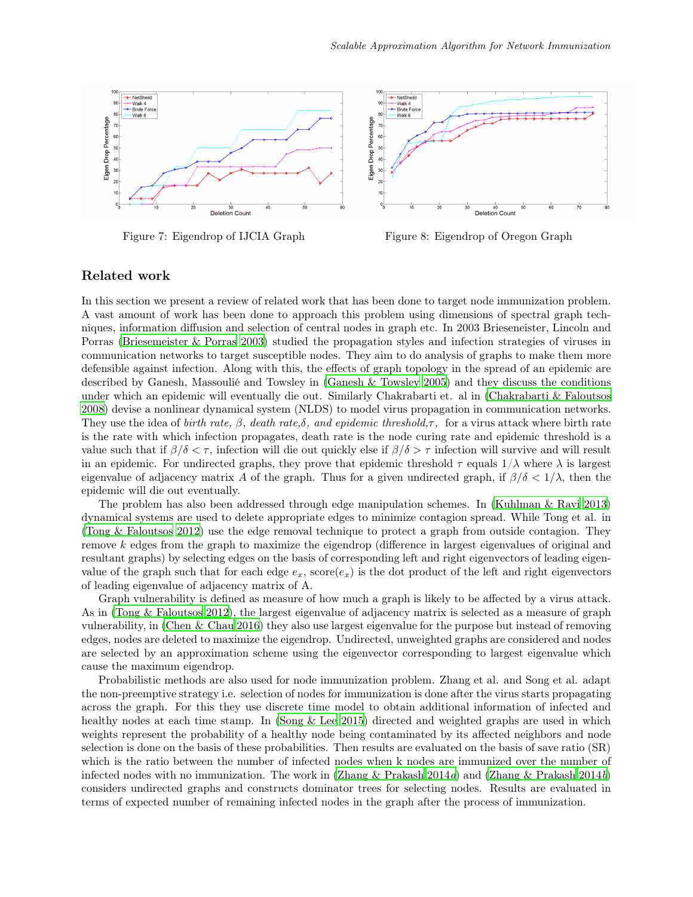Figure 7: Eigendrop of IJCIA Graph

Figure 8: Eigendrop of Oregon Graph

## Related work

In this section we present a review of related work that has been done to target node immunization problem. A vast amount of work has been done to approach this problem using dimensions of spectral graph techniques, information diffusion and selection of central nodes in graph etc. In 2003 Brieseneister, Lincoln and Porras (Briesemeister & Porras 2003) studied the propagation styles and infection strategies of viruses in communication networks to target susceptible nodes. They aim to do analysis of graphs to make them more defensible against infection. Along with this, the effects of graph topology in the spread of an epidemic are described by Ganesh, Massoulié and Towsley in (Ganesh & Towsley 2005) and they discuss the conditions under which an epidemic will eventually die out. Similarly Chakrabarti et. al in (Chakrabarti & Faloutsos 2008) devise a nonlinear dynamical system (NLDS) to model virus propagation in communication networks. They use the idea of *birth rate*, $\beta$, *death rate*,$\delta$, *and epidemic threshold*,$\tau$, for a virus attack where birth rate is the rate with which infection propagates, death rate is the node curing rate and epidemic threshold is a value such that if $\beta/\delta < \tau$, infection will die out quickly else if $\beta/\delta > \tau$ infection will survive and will result in an epidemic. For undirected graphs, they prove that epidemic threshold $\tau$ equals $1/\lambda$ where $\lambda$ is largest eigenvalue of adjacency matrix $A$ of the graph. Thus for a given undirected graph, if $\beta/\delta < 1/\lambda$, then the epidemic will die out eventually.

The problem has also been addressed through edge manipulation schemes. In (Kuhlman & Ravi 2013) dynamical systems are used to delete appropriate edges to minimize contagion spread. While Tong et al. in (Tong & Faloutsos 2012) use the edge removal technique to protect a graph from outside contagion. They remove $k$ edges from the graph to maximize the eigendrop (difference in largest eigenvalues of original and resultant graphs) by selecting edges on the basis of corresponding left and right eigenvectors of leading eigenvalue of the graph such that for each edge $e_x$, score($e_x$) is the dot product of the left and right eigenvectors of leading eigenvalue of adjacency matrix of A.

Graph vulnerability is defined as measure of how much a graph is likely to be affected by a virus attack. As in (Tong & Faloutsos 2012), the largest eigenvalue of adjacency matrix is selected as a measure of graph vulnerability, in (Chen & Chau 2016) they also use largest eigenvalue for the purpose but instead of removing edges, nodes are deleted to maximize the eigendrop. Undirected, unweighted graphs are considered and nodes are selected by an approximation scheme using the eigenvector corresponding to largest eigenvalue which cause the maximum eigendrop.

Probabilistic methods are also used for node immunization problem. Zhang et al. and Song et al. adapt the non-preemptive strategy i.e. selection of nodes for immunization is done after the virus starts propagating across the graph. For this they use discrete time model to obtain additional information of infected and healthy nodes at each time stamp. In (Song & Lee 2015) directed and weighted graphs are used in which weights represent the probability of a healthy node being contaminated by its affected neighbors and node selection is done on the basis of these probabilities. Then results are evaluated on the basis of save ratio (SR) which is the ratio between the number of infected nodes when k nodes are immunized over the number of infected nodes with no immunization. The work in (Zhang & Prakash 2014*a*) and (Zhang & Prakash 2014*b*) considers undirected graphs and constructs dominator trees for selecting nodes. Results are evaluated in terms of expected number of remaining infected nodes in the graph after the process of immunization.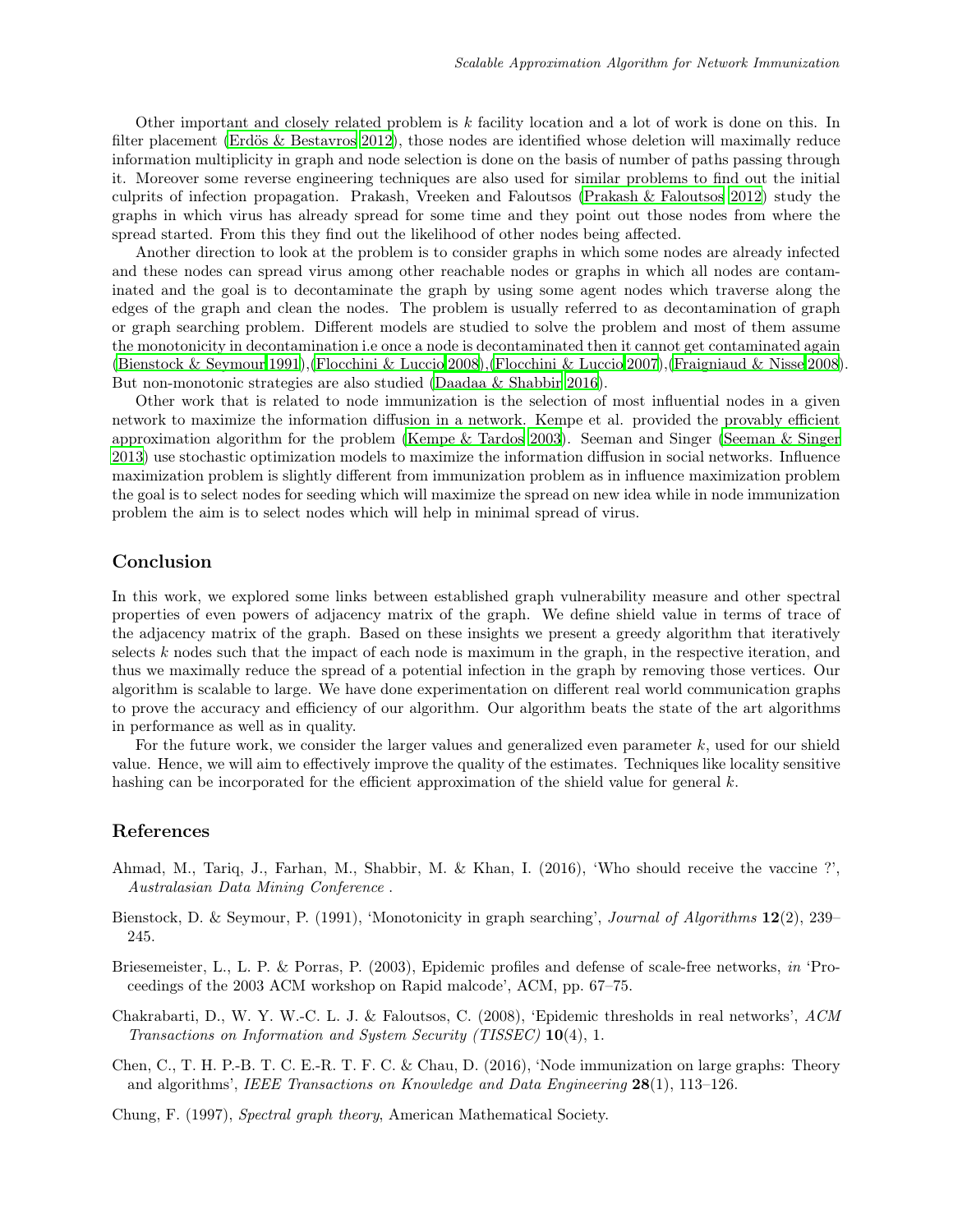Other important and closely related problem is $k$ facility location and a lot of work is done on this. In filter placement (Erdös & Bestavros 2012), those nodes are identified whose deletion will maximally reduce information multiplicity in graph and node selection is done on the basis of number of paths passing through it. Moreover some reverse engineering techniques are also used for similar problems to find out the initial culprits of infection propagation. Prakash, Vreeken and Faloutsos (Prakash & Faloutsos 2012) study the graphs in which virus has already spread for some time and they point out those nodes from where the spread started. From this they find out the likelihood of other nodes being affected.

Another direction to look at the problem is to consider graphs in which some nodes are already infected and these nodes can spread virus among other reachable nodes or graphs in which all nodes are contaminated and the goal is to decontaminate the graph by using some agent nodes which traverse along the edges of the graph and clean the nodes. The problem is usually referred to as decontamination of graph or graph searching problem. Different models are studied to solve the problem and most of them assume the monotonicity in decontamination i.e once a node is decontaminated then it cannot get contaminated again (Bienstock & Seymour 1991),(Flocchini & Luccio 2008),(Flocchini & Luccio 2007),(Fraigniaud & Nisse 2008). But non-monotonic strategies are also studied (Daadaa & Shabbir 2016).

Other work that is related to node immunization is the selection of most influential nodes in a given network to maximize the information diffusion in a network. Kempe et al. provided the provably efficient approximation algorithm for the problem (Kempe & Tardos 2003). Seeman and Singer (Seeman & Singer 2013) use stochastic optimization models to maximize the information diffusion in social networks. Influence maximization problem is slightly different from immunization problem as in influence maximization problem the goal is to select nodes for seeding which will maximize the spread on new idea while in node immunization problem the aim is to select nodes which will help in minimal spread of virus.

## Conclusion

In this work, we explored some links between established graph vulnerability measure and other spectral properties of even powers of adjacency matrix of the graph. We define shield value in terms of trace of the adjacency matrix of the graph. Based on these insights we present a greedy algorithm that iteratively selects $k$ nodes such that the impact of each node is maximum in the graph, in the respective iteration, and thus we maximally reduce the spread of a potential infection in the graph by removing those vertices. Our algorithm is scalable to large. We have done experimentation on different real world communication graphs to prove the accuracy and efficiency of our algorithm. Our algorithm beats the state of the art algorithms in performance as well as in quality.

For the future work, we consider the larger values and generalized even parameter $k$, used for our shield value. Hence, we will aim to effectively improve the quality of the estimates. Techniques like locality sensitive hashing can be incorporated for the efficient approximation of the shield value for general $k$.

## References

Ahmad, M., Tariq, J., Farhan, M., Shabbir, M. & Khan, I. (2016), 'Who should receive the vaccine ?', *Australasian Data Mining Conference* .

Bienstock, D. & Seymour, P. (1991), 'Monotonicity in graph searching', *Journal of Algorithms* **12**(2), 239–245.

Briesemeister, L., L. P. & Porras, P. (2003), Epidemic profiles and defense of scale-free networks, *in* 'Proceedings of the 2003 ACM workshop on Rapid malcode', ACM, pp. 67–75.

Chakrabarti, D., W. Y. W.-C. L. J. & Faloutsos, C. (2008), 'Epidemic thresholds in real networks', *ACM Transactions on Information and System Security (TISSEC)* **10**(4), 1.

Chen, C., T. H. P.-B. T. C. E.-R. T. F. C. & Chau, D. (2016), 'Node immunization on large graphs: Theory and algorithms', *IEEE Transactions on Knowledge and Data Engineering* **28**(1), 113–126.

Chung, F. (1997), *Spectral graph theory*, American Mathematical Society.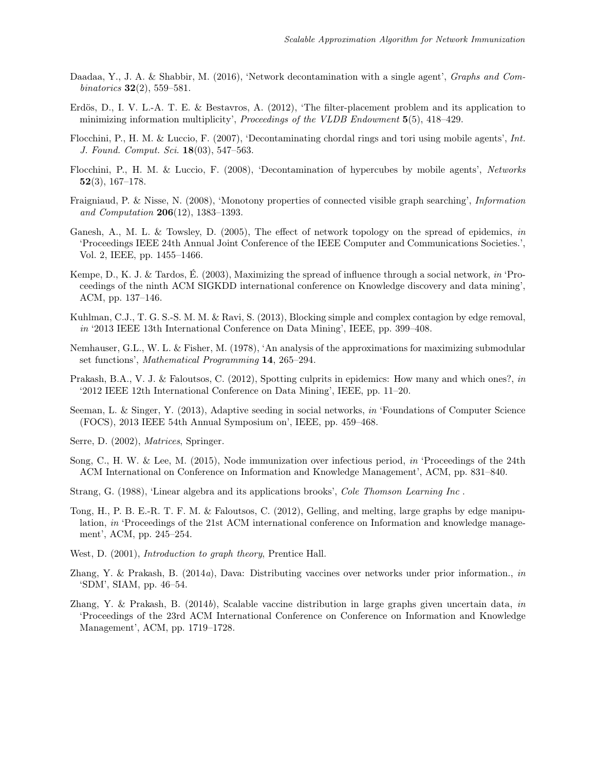Daadaa, Y., J. A. & Shabbir, M. (2016), 'Network decontamination with a single agent', *Graphs and Combinatorics* **32**(2), 559–581.

Erdös, D., I. V. L.-A. T. E. & Bestavros, A. (2012), 'The filter-placement problem and its application to minimizing information multiplicity', *Proceedings of the VLDB Endowment* **5**(5), 418–429.

Flocchini, P., H. M. & Luccio, F. (2007), 'Decontaminating chordal rings and tori using mobile agents', *Int. J. Found. Comput. Sci.* **18**(03), 547–563.

Flocchini, P., H. M. & Luccio, F. (2008), 'Decontamination of hypercubes by mobile agents', *Networks* **52**(3), 167–178.

Fraigniaud, P. & Nisse, N. (2008), 'Monotony properties of connected visible graph searching', *Information and Computation* **206**(12), 1383–1393.

Ganesh, A., M. L. & Towsley, D. (2005), The effect of network topology on the spread of epidemics, *in* 'Proceedings IEEE 24th Annual Joint Conference of the IEEE Computer and Communications Societies.', Vol. 2, IEEE, pp. 1455–1466.

Kempe, D., K. J. & Tardos, É. (2003), Maximizing the spread of influence through a social network, *in* 'Proceedings of the ninth ACM SIGKDD international conference on Knowledge discovery and data mining', ACM, pp. 137–146.

Kuhlman, C.J., T. G. S.-S. M. M. & Ravi, S. (2013), Blocking simple and complex contagion by edge removal, *in* '2013 IEEE 13th International Conference on Data Mining', IEEE, pp. 399–408.

Nemhauser, G.L., W. L. & Fisher, M. (1978), 'An analysis of the approximations for maximizing submodular set functions', *Mathematical Programming* **14**, 265–294.

Prakash, B.A., V. J. & Faloutsos, C. (2012), Spotting culprits in epidemics: How many and which ones?, *in* '2012 IEEE 12th International Conference on Data Mining', IEEE, pp. 11–20.

Seeman, L. & Singer, Y. (2013), Adaptive seeding in social networks, *in* 'Foundations of Computer Science (FOCS), 2013 IEEE 54th Annual Symposium on', IEEE, pp. 459–468.

Serre, D. (2002), *Matrices*, Springer.

Song, C., H. W. & Lee, M. (2015), Node immunization over infectious period, *in* 'Proceedings of the 24th ACM International on Conference on Information and Knowledge Management', ACM, pp. 831–840.

Strang, G. (1988), 'Linear algebra and its applications brooks', *Cole Thomson Learning Inc* .

Tong, H., P. B. E.-R. T. F. M. & Faloutsos, C. (2012), Gelling, and melting, large graphs by edge manipulation, *in* 'Proceedings of the 21st ACM international conference on Information and knowledge management', ACM, pp. 245–254.

West, D. (2001), *Introduction to graph theory*, Prentice Hall.

Zhang, Y. & Prakash, B. (2014*a*), Dava: Distributing vaccines over networks under prior information., *in* 'SDM', SIAM, pp. 46–54.

Zhang, Y. & Prakash, B. (2014*b*), Scalable vaccine distribution in large graphs given uncertain data, *in* 'Proceedings of the 23rd ACM International Conference on Conference on Information and Knowledge Management', ACM, pp. 1719–1728.